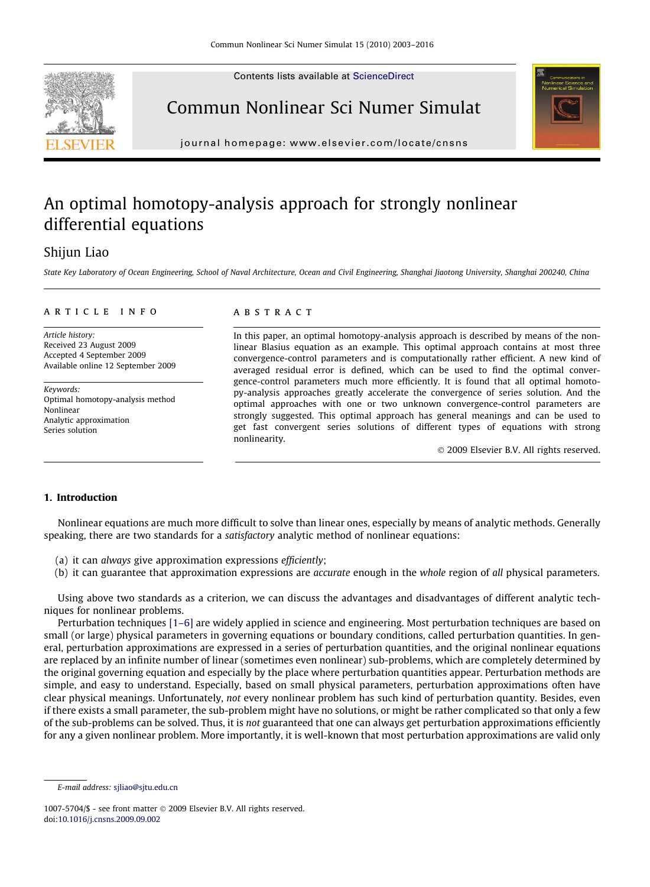Contents lists available at ScienceDirect

Commun Nonlinear Sci Numer Simulat

journal homepage: www.elsevier.com/locate/cnsns

# An optimal homotopy-analysis approach for strongly nonlinear differential equations

Shijun Liao

*State Key Laboratory of Ocean Engineering, School of Naval Architecture, Ocean and Civil Engineering, Shanghai Jiaotong University, Shanghai 200240, China*

ARTICLE INFO

*Article history:*
Received 23 August 2009
Accepted 4 September 2009
Available online 12 September 2009

*Keywords:*
Optimal homotopy-analysis method
Nonlinear
Analytic approximation
Series solution

ABSTRACT

In this paper, an optimal homotopy-analysis approach is described by means of the nonlinear Blasius equation as an example. This optimal approach contains at most three convergence-control parameters and is computationally rather efficient. A new kind of averaged residual error is defined, which can be used to find the optimal convergence-control parameters much more efficiently. It is found that all optimal homotopy-analysis approaches greatly accelerate the convergence of series solution. And the optimal approaches with one or two unknown convergence-control parameters are strongly suggested. This optimal approach has general meanings and can be used to get fast convergent series solutions of different types of equations with strong nonlinearity.

© 2009 Elsevier B.V. All rights reserved.

## 1. Introduction

Nonlinear equations are much more difficult to solve than linear ones, especially by means of analytic methods. Generally speaking, there are two standards for a *satisfactory* analytic method of nonlinear equations:

(a) it can *always* give approximation expressions *efficiently*;
(b) it can guarantee that approximation expressions are *accurate* enough in the *whole* region of *all* physical parameters.

Using above two standards as a criterion, we can discuss the advantages and disadvantages of different analytic techniques for nonlinear problems.

Perturbation techniques [1–6] are widely applied in science and engineering. Most perturbation techniques are based on small (or large) physical parameters in governing equations or boundary conditions, called perturbation quantities. In general, perturbation approximations are expressed in a series of perturbation quantities, and the original nonlinear equations are replaced by an infinite number of linear (sometimes even nonlinear) sub-problems, which are completely determined by the original governing equation and especially by the place where perturbation quantities appear. Perturbation methods are simple, and easy to understand. Especially, based on small physical parameters, perturbation approximations often have clear physical meanings. Unfortunately, *not* every nonlinear problem has such kind of perturbation quantity. Besides, even if there exists a small parameter, the sub-problem might have no solutions, or might be rather complicated so that only a few of the sub-problems can be solved. Thus, it is *not* guaranteed that one can always get perturbation approximations efficiently for any a given nonlinear problem. More importantly, it is well-known that most perturbation approximations are valid only

*E-mail address:* sjliao@sjtu.edu.cn

1007-5704/$ - see front matter © 2009 Elsevier B.V. All rights reserved.
doi:10.1016/j.cnsns.2009.09.002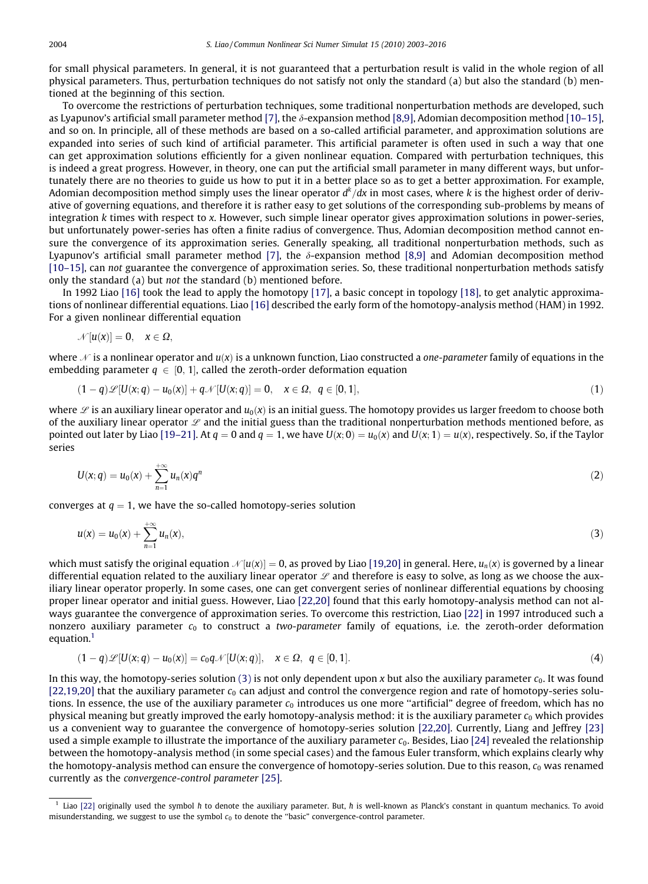for small physical parameters. In general, it is not guaranteed that a perturbation result is valid in the whole region of all physical parameters. Thus, perturbation techniques do not satisfy not only the standard (a) but also the standard (b) mentioned at the beginning of this section.

To overcome the restrictions of perturbation techniques, some traditional nonperturbation methods are developed, such as Lyapunov's artificial small parameter method [7], the $\delta$-expansion method [8,9], Adomian decomposition method [10–15], and so on. In principle, all of these methods are based on a so-called artificial parameter, and approximation solutions are expanded into series of such kind of artificial parameter. This artificial parameter is often used in such a way that one can get approximation solutions efficiently for a given nonlinear equation. Compared with perturbation techniques, this is indeed a great progress. However, in theory, one can put the artificial small parameter in many different ways, but unfortunately there are no theories to guide us how to put it in a better place so as to get a better approximation. For example, Adomian decomposition method simply uses the linear operator $d^k/dx$ in most cases, where $k$ is the highest order of derivative of governing equations, and therefore it is rather easy to get solutions of the corresponding sub-problems by means of integration $k$ times with respect to $x$. However, such simple linear operator gives approximation solutions in power-series, but unfortunately power-series has often a finite radius of convergence. Thus, Adomian decomposition method cannot ensure the convergence of its approximation series. Generally speaking, all traditional nonperturbation methods, such as Lyapunov's artificial small parameter method [7], the $\delta$-expansion method [8,9] and Adomian decomposition method [10–15], can *not* guarantee the convergence of approximation series. So, these traditional nonperturbation methods satisfy only the standard (a) but *not* the standard (b) mentioned before.

In 1992 Liao [16] took the lead to apply the homotopy [17], a basic concept in topology [18], to get analytic approximations of nonlinear differential equations. Liao [16] described the early form of the homotopy-analysis method (HAM) in 1992. For a given nonlinear differential equation

$$\mathscr{N}[u(x)] = 0, \quad x \in \Omega,$$

where $\mathscr{N}$ is a nonlinear operator and $u(x)$ is a unknown function, Liao constructed a *one-parameter* family of equations in the embedding parameter $q \in [0, 1]$, called the zeroth-order deformation equation

$$(1-q)\mathscr{L}[U(x;q) - u_0(x)] + q\mathscr{N}[U(x;q)] = 0, \quad x \in \Omega, \ q \in [0,1], \tag{1}$$

where $\mathscr{L}$ is an auxiliary linear operator and $u_0(x)$ is an initial guess. The homotopy provides us larger freedom to choose both of the auxiliary linear operator $\mathscr{L}$ and the initial guess than the traditional nonperturbation methods mentioned before, as pointed out later by Liao [19–21]. At $q = 0$ and $q = 1$, we have $U(x;0) = u_0(x)$ and $U(x;1) = u(x)$, respectively. So, if the Taylor series

$$U(x;q) = u_0(x) + \sum_{n=1}^{+\infty} u_n(x) q^n \tag{2}$$

converges at $q = 1$, we have the so-called homotopy-series solution

$$u(x) = u_0(x) + \sum_{n=1}^{+\infty} u_n(x), \tag{3}$$

which must satisfy the original equation $\mathscr{N}[u(x)] = 0$, as proved by Liao [19,20] in general. Here, $u_n(x)$ is governed by a linear differential equation related to the auxiliary linear operator $\mathscr{L}$ and therefore is easy to solve, as long as we choose the auxiliary linear operator properly. In some cases, one can get convergent series of nonlinear differential equations by choosing proper linear operator and initial guess. However, Liao [22,20] found that this early homotopy-analysis method can not always guarantee the convergence of approximation series. To overcome this restriction, Liao [22] in 1997 introduced such a nonzero auxiliary parameter $c_0$ to construct a *two-parameter* family of equations, i.e. the zeroth-order deformation equation.[1]

$$(1-q)\mathscr{L}[U(x;q) - u_0(x)] = c_0 q \mathscr{N}[U(x;q)], \quad x \in \Omega, \ q \in [0,1]. \tag{4}$$

In this way, the homotopy-series solution (3) is not only dependent upon $x$ but also the auxiliary parameter $c_0$. It was found [22,19,20] that the auxiliary parameter $c_0$ can adjust and control the convergence region and rate of homotopy-series solutions. In essence, the use of the auxiliary parameter $c_0$ introduces us one more "artificial" degree of freedom, which has no physical meaning but greatly improved the early homotopy-analysis method: it is the auxiliary parameter $c_0$ which provides us a convenient way to guarantee the convergence of homotopy-series solution [22,20]. Currently, Liang and Jeffrey [23] used a simple example to illustrate the importance of the auxiliary parameter $c_0$. Besides, Liao [24] revealed the relationship between the homotopy-analysis method (in some special cases) and the famous Euler transform, which explains clearly why the homotopy-analysis method can ensure the convergence of homotopy-series solution. Due to this reason, $c_0$ was renamed currently as the *convergence-control parameter* [25].

---

[1] Liao [22] originally used the symbol $\hbar$ to denote the auxiliary parameter. But, $\hbar$ is well-known as Planck's constant in quantum mechanics. To avoid misunderstanding, we suggest to use the symbol $c_0$ to denote the "basic" convergence-control parameter.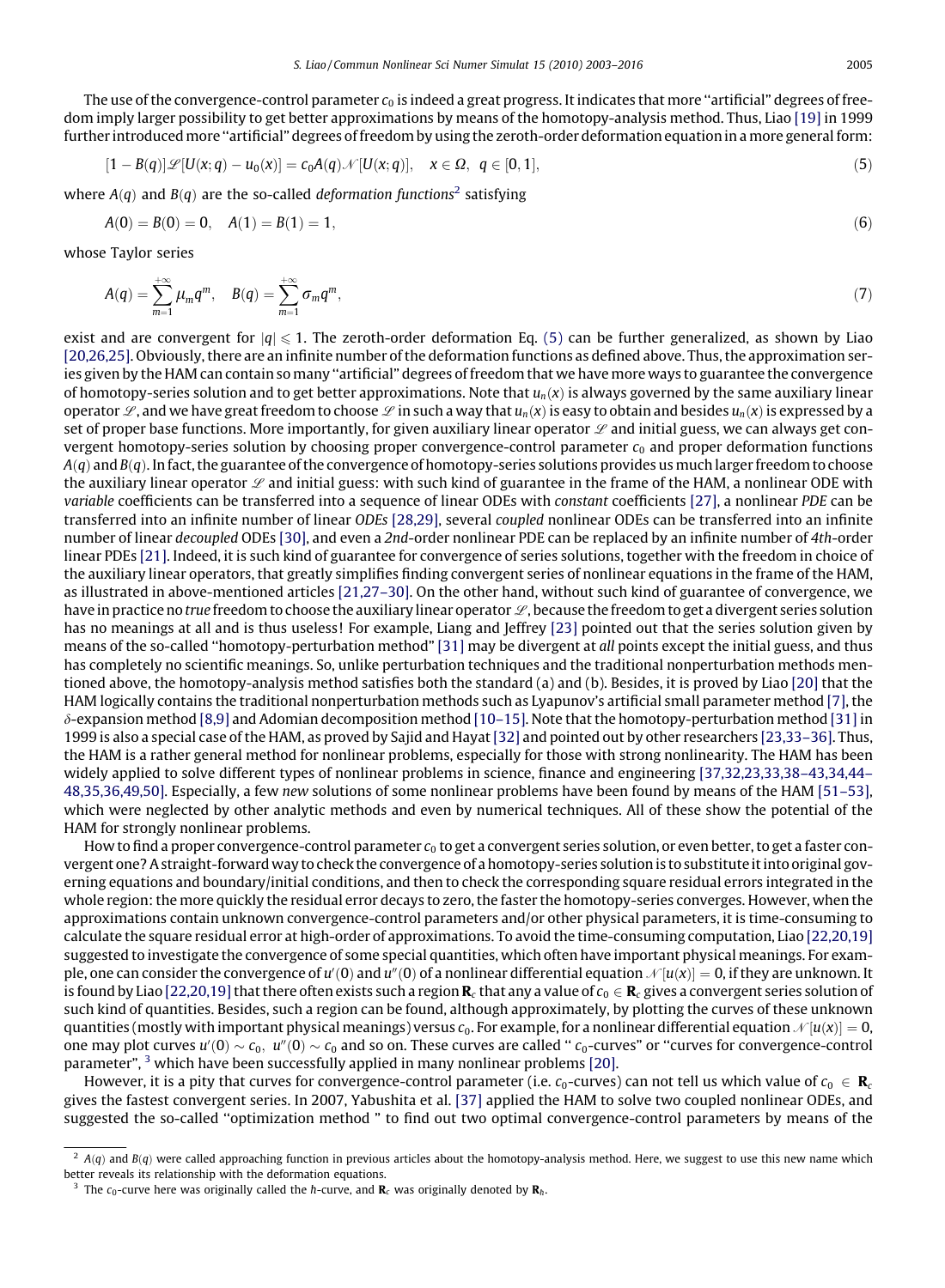The use of the convergence-control parameter $c_0$ is indeed a great progress. It indicates that more "artificial" degrees of freedom imply larger possibility to get better approximations by means of the homotopy-analysis method. Thus, Liao [19] in 1999 further introduced more "artificial" degrees of freedom by using the zeroth-order deformation equation in a more general form:

$$[1 - B(q)]\mathscr{L}[U(x;q) - u_0(x)] = c_0 A(q)\mathscr{N}[U(x;q)], \quad x \in \Omega, \; q \in [0,1], \tag{5}$$

where $A(q)$ and $B(q)$ are the so-called *deformation functions*[2] satisfying

$$A(0) = B(0) = 0, \quad A(1) = B(1) = 1, \tag{6}$$

whose Taylor series

$$A(q) = \sum_{m=1}^{+\infty} \mu_m q^m, \quad B(q) = \sum_{m=1}^{+\infty} \sigma_m q^m, \tag{7}$$

exist and are convergent for $|q| \leqslant 1$. The zeroth-order deformation Eq. (5) can be further generalized, as shown by Liao [20,26,25]. Obviously, there are an infinite number of the deformation functions as defined above. Thus, the approximation series given by the HAM can contain so many "artificial" degrees of freedom that we have more ways to guarantee the convergence of homotopy-series solution and to get better approximations. Note that $u_n(x)$ is always governed by the same auxiliary linear operator $\mathscr{L}$, and we have great freedom to choose $\mathscr{L}$ in such a way that $u_n(x)$ is easy to obtain and besides $u_n(x)$ is expressed by a set of proper base functions. More importantly, for given auxiliary linear operator $\mathscr{L}$ and initial guess, we can always get convergent homotopy-series solution by choosing proper convergence-control parameter $c_0$ and proper deformation functions $A(q)$ and $B(q)$. In fact, the guarantee of the convergence of homotopy-series solutions provides us much larger freedom to choose the auxiliary linear operator $\mathscr{L}$ and initial guess: with such kind of guarantee in the frame of the HAM, a nonlinear ODE with *variable* coefficients can be transferred into a sequence of linear ODEs with *constant* coefficients [27], a nonlinear *PDE* can be transferred into an infinite number of linear *ODEs* [28,29], several *coupled* nonlinear ODEs can be transferred into an infinite number of linear *decoupled* ODEs [30], and even a *2nd*-order nonlinear PDE can be replaced by an infinite number of *4th*-order linear PDEs [21]. Indeed, it is such kind of guarantee for convergence of series solutions, together with the freedom in choice of the auxiliary linear operators, that greatly simplifies finding convergent series of nonlinear equations in the frame of the HAM, as illustrated in above-mentioned articles [21,27–30]. On the other hand, without such kind of guarantee of convergence, we have in practice no *true* freedom to choose the auxiliary linear operator $\mathscr{L}$, because the freedom to get a divergent series solution has no meanings at all and is thus useless! For example, Liang and Jeffrey [23] pointed out that the series solution given by means of the so-called "homotopy-perturbation method" [31] may be divergent at *all* points except the initial guess, and thus has completely no scientific meanings. So, unlike perturbation techniques and the traditional nonperturbation methods mentioned above, the homotopy-analysis method satisfies both the standard (a) and (b). Besides, it is proved by Liao [20] that the HAM logically contains the traditional nonperturbation methods such as Lyapunov's artificial small parameter method [7], the $\delta$-expansion method [8,9] and Adomian decomposition method [10–15]. Note that the homotopy-perturbation method [31] in 1999 is also a special case of the HAM, as proved by Sajid and Hayat [32] and pointed out by other researchers [23,33–36]. Thus, the HAM is a rather general method for nonlinear problems, especially for those with strong nonlinearity. The HAM has been widely applied to solve different types of nonlinear problems in science, finance and engineering [37,32,23,33,38–43,34,44–48,35,36,49,50]. Especially, a few *new* solutions of some nonlinear problems have been found by means of the HAM [51–53], which were neglected by other analytic methods and even by numerical techniques. All of these show the potential of the HAM for strongly nonlinear problems.

How to find a proper convergence-control parameter $c_0$ to get a convergent series solution, or even better, to get a faster convergent one? A straight-forward way to check the convergence of a homotopy-series solution is to substitute it into original governing equations and boundary/initial conditions, and then to check the corresponding square residual errors integrated in the whole region: the more quickly the residual error decays to zero, the faster the homotopy-series converges. However, when the approximations contain unknown convergence-control parameters and/or other physical parameters, it is time-consuming to calculate the square residual error at high-order of approximations. To avoid the time-consuming computation, Liao [22,20,19] suggested to investigate the convergence of some special quantities, which often have important physical meanings. For example, one can consider the convergence of $u'(0)$ and $u''(0)$ of a nonlinear differential equation $\mathscr{N}[u(x)] = 0$, if they are unknown. It is found by Liao [22,20,19] that there often exists such a region $\mathbf{R}_c$ that any a value of $c_0 \in \mathbf{R}_c$ gives a convergent series solution of such kind of quantities. Besides, such a region can be found, although approximately, by plotting the curves of these unknown quantities (mostly with important physical meanings) versus $c_0$. For example, for a nonlinear differential equation $\mathscr{N}[u(x)] = 0$, one may plot curves $u'(0) \sim c_0$, $u''(0) \sim c_0$ and so on. These curves are called "$c_0$-curves" or "curves for convergence-control parameter", [3] which have been successfully applied in many nonlinear problems [20].

However, it is a pity that curves for convergence-control parameter (i.e. $c_0$-curves) can not tell us which value of $c_0 \in \mathbf{R}_c$ gives the fastest convergent series. In 2007, Yabushita et al. [37] applied the HAM to solve two coupled nonlinear ODEs, and suggested the so-called "optimization method" to find out two optimal convergence-control parameters by means of the

---

[2] $A(q)$ and $B(q)$ were called approaching function in previous articles about the homotopy-analysis method. Here, we suggest to use this new name which better reveals its relationship with the deformation equations.

[3] The $c_0$-curve here was originally called the $\hbar$-curve, and $\mathbf{R}_c$ was originally denoted by $\mathbf{R}_\hbar$.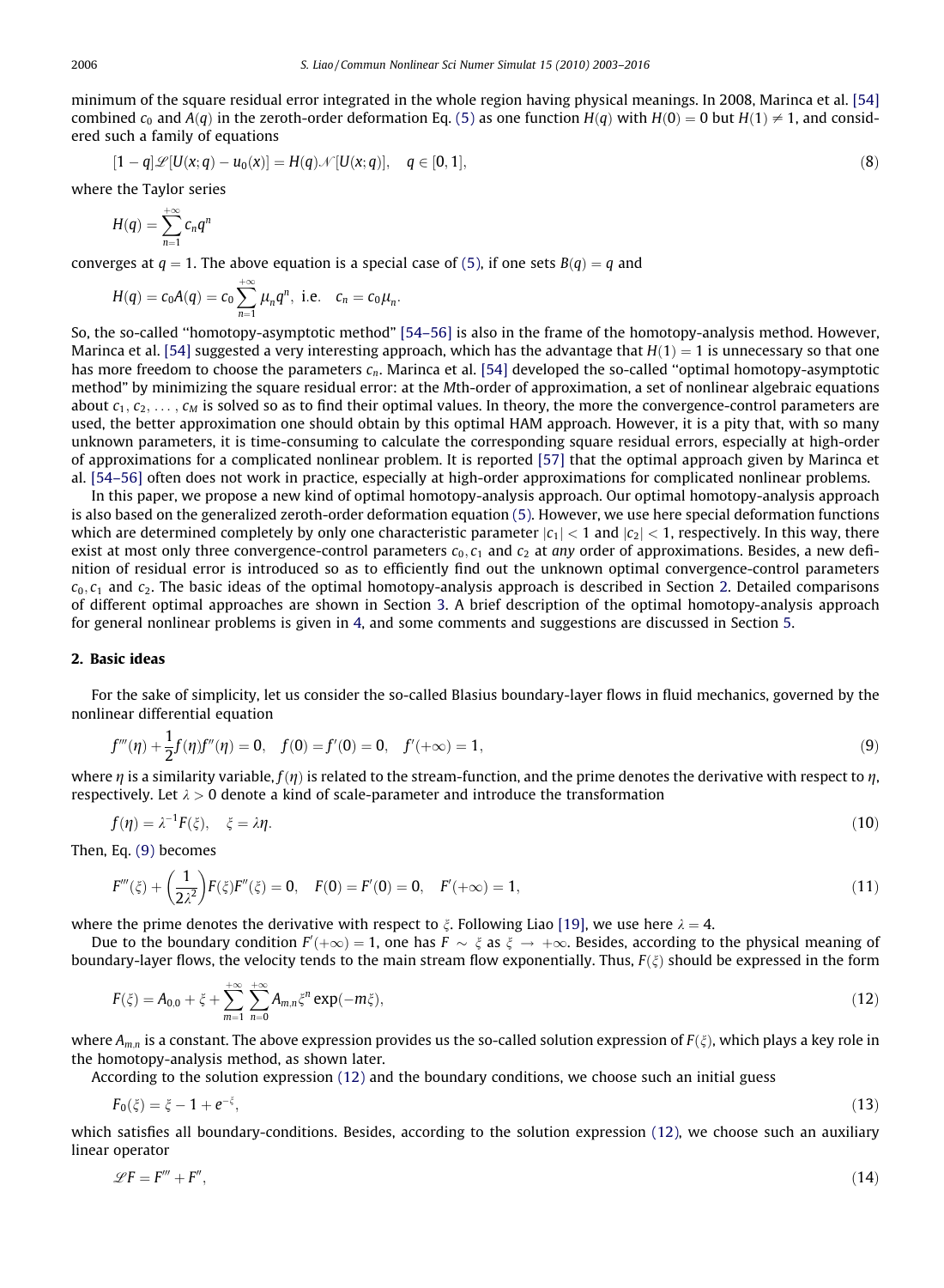minimum of the square residual error integrated in the whole region having physical meanings. In 2008, Marinca et al. [54] combined $c_0$ and $A(q)$ in the zeroth-order deformation Eq. (5) as one function $H(q)$ with $H(0) = 0$ but $H(1) \neq 1$, and considered such a family of equations

$$[1 - q]\mathscr{L}[U(x;q) - u_0(x)] = H(q)\mathscr{N}[U(x;q)], \quad q \in [0,1], \tag{8}$$

where the Taylor series

$$H(q) = \sum_{n=1}^{+\infty} c_n q^n$$

converges at $q = 1$. The above equation is a special case of (5), if one sets $B(q) = q$ and

$$H(q) = c_0 A(q) = c_0 \sum_{n=1}^{+\infty} \mu_n q^n, \text{ i.e.} \quad c_n = c_0 \mu_n.$$

So, the so-called "homotopy-asymptotic method" [54–56] is also in the frame of the homotopy-analysis method. However, Marinca et al. [54] suggested a very interesting approach, which has the advantage that $H(1) = 1$ is unnecessary so that one has more freedom to choose the parameters $c_n$. Marinca et al. [54] developed the so-called "optimal homotopy-asymptotic method" by minimizing the square residual error: at the $M$th-order of approximation, a set of nonlinear algebraic equations about $c_1, c_2, \ldots, c_M$ is solved so as to find their optimal values. In theory, the more the convergence-control parameters are used, the better approximation one should obtain by this optimal HAM approach. However, it is a pity that, with so many unknown parameters, it is time-consuming to calculate the corresponding square residual errors, especially at high-order of approximations for a complicated nonlinear problem. It is reported [57] that the optimal approach given by Marinca et al. [54–56] often does not work in practice, especially at high-order approximations for complicated nonlinear problems.

In this paper, we propose a new kind of optimal homotopy-analysis approach. Our optimal homotopy-analysis approach is also based on the generalized zeroth-order deformation equation (5). However, we use here special deformation functions which are determined completely by only one characteristic parameter $|c_1| < 1$ and $|c_2| < 1$, respectively. In this way, there exist at most only three convergence-control parameters $c_0, c_1$ and $c_2$ at *any* order of approximations. Besides, a new definition of residual error is introduced so as to efficiently find out the unknown optimal convergence-control parameters $c_0, c_1$ and $c_2$. The basic ideas of the optimal homotopy-analysis approach is described in Section 2. Detailed comparisons of different optimal approaches are shown in Section 3. A brief description of the optimal homotopy-analysis approach for general nonlinear problems is given in 4, and some comments and suggestions are discussed in Section 5.

## 2. Basic ideas

For the sake of simplicity, let us consider the so-called Blasius boundary-layer flows in fluid mechanics, governed by the nonlinear differential equation

$$f'''(\eta) + \frac{1}{2} f(\eta) f''(\eta) = 0, \quad f(0) = f'(0) = 0, \quad f'(+\infty) = 1, \tag{9}$$

where $\eta$ is a similarity variable, $f(\eta)$ is related to the stream-function, and the prime denotes the derivative with respect to $\eta$, respectively. Let $\lambda > 0$ denote a kind of scale-parameter and introduce the transformation

$$f(\eta) = \lambda^{-1} F(\xi), \quad \xi = \lambda \eta. \tag{10}$$

Then, Eq. (9) becomes

$$F'''(\xi) + \left(\frac{1}{2\lambda^2}\right) F(\xi) F''(\xi) = 0, \quad F(0) = F'(0) = 0, \quad F'(+\infty) = 1, \tag{11}$$

where the prime denotes the derivative with respect to $\xi$. Following Liao [19], we use here $\lambda = 4$.

Due to the boundary condition $F'(+\infty) = 1$, one has $F \sim \xi$ as $\xi \to +\infty$. Besides, according to the physical meaning of boundary-layer flows, the velocity tends to the main stream flow exponentially. Thus, $F(\xi)$ should be expressed in the form

$$F(\xi) = A_{0,0} + \xi + \sum_{m=1}^{+\infty} \sum_{n=0}^{+\infty} A_{m,n} \xi^n \exp(-m\xi), \tag{12}$$

where $A_{m,n}$ is a constant. The above expression provides us the so-called solution expression of $F(\xi)$, which plays a key role in the homotopy-analysis method, as shown later.

According to the solution expression (12) and the boundary conditions, we choose such an initial guess

$$F_0(\xi) = \xi - 1 + e^{-\xi}, \tag{13}$$

which satisfies all boundary-conditions. Besides, according to the solution expression (12), we choose such an auxiliary linear operator

$$\mathscr{L}F = F''' + F'', \tag{14}$$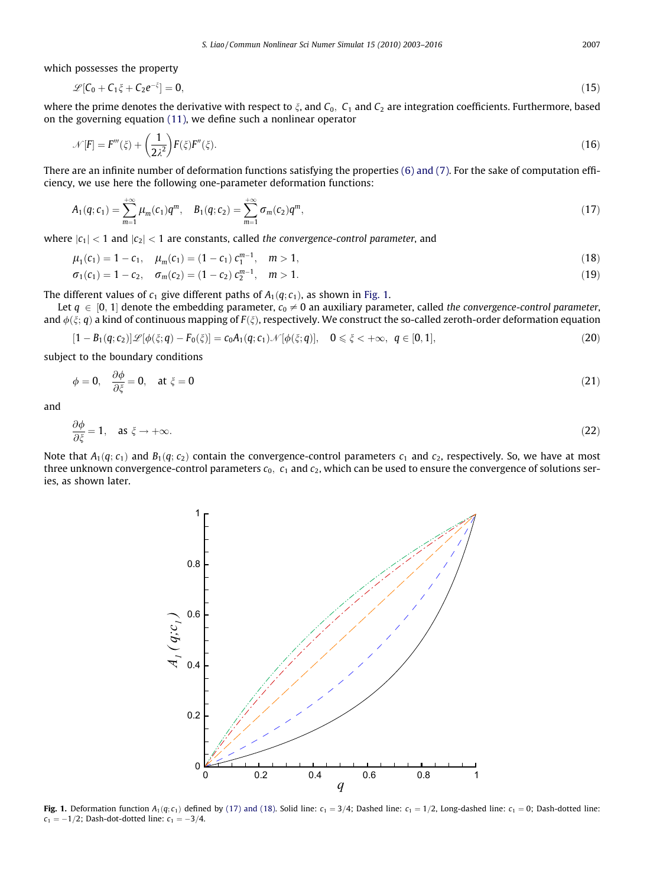which possesses the property

$$\mathscr{L}[C_0 + C_1\xi + C_2 e^{-\xi}] = 0, \tag{15}$$

where the prime denotes the derivative with respect to $\xi$, and $C_0$, $C_1$ and $C_2$ are integration coefficients. Furthermore, based on the governing equation (11), we define such a nonlinear operator

$$\mathscr{N}[F] = F'''(\xi) + \left(\frac{1}{2\lambda^2}\right) F(\xi) F''(\xi). \tag{16}$$

There are an infinite number of deformation functions satisfying the properties (6) and (7). For the sake of computation efficiency, we use here the following one-parameter deformation functions:

$$A_1(q; c_1) = \sum_{m=1}^{+\infty} \mu_m(c_1) q^m, \quad B_1(q; c_2) = \sum_{m=1}^{+\infty} \sigma_m(c_2) q^m, \tag{17}$$

where $|c_1| < 1$ and $|c_2| < 1$ are constants, called *the convergence-control parameter*, and

$$\mu_1(c_1) = 1 - c_1, \quad \mu_m(c_1) = (1 - c_1)\, c_1^{m-1}, \quad m > 1, \tag{18}$$

$$\sigma_1(c_1) = 1 - c_2, \quad \sigma_m(c_2) = (1 - c_2)\, c_2^{m-1}, \quad m > 1. \tag{19}$$

The different values of $c_1$ give different paths of $A_1(q; c_1)$, as shown in Fig. 1.

Let $q \in [0, 1]$ denote the embedding parameter, $c_0 \neq 0$ an auxiliary parameter, called *the convergence-control parameter*, and $\phi(\xi; q)$ a kind of continuous mapping of $F(\xi)$, respectively. We construct the so-called zeroth-order deformation equation

$$[1 - B_1(q; c_2)]\mathscr{L}[\phi(\xi; q) - F_0(\xi)] = c_0 A_1(q; c_1)\mathscr{N}[\phi(\xi; q)], \quad 0 \leqslant \xi < +\infty, \ q \in [0, 1], \tag{20}$$

subject to the boundary conditions

$$\phi = 0, \quad \frac{\partial \phi}{\partial \xi} = 0, \quad \text{at } \xi = 0 \tag{21}$$

and

$$\frac{\partial \phi}{\partial \xi} = 1, \quad \text{as } \xi \to +\infty. \tag{22}$$

Note that $A_1(q; c_1)$ and $B_1(q; c_2)$ contain the convergence-control parameters $c_1$ and $c_2$, respectively. So, we have at most three unknown convergence-control parameters $c_0$, $c_1$ and $c_2$, which can be used to ensure the convergence of solutions series, as shown later.

**Fig. 1.** Deformation function $A_1(q; c_1)$ defined by (17) and (18). Solid line: $c_1 = 3/4$; Dashed line: $c_1 = 1/2$, Long-dashed line: $c_1 = 0$; Dash-dotted line: $c_1 = -1/2$; Dash-dot-dotted line: $c_1 = -3/4$.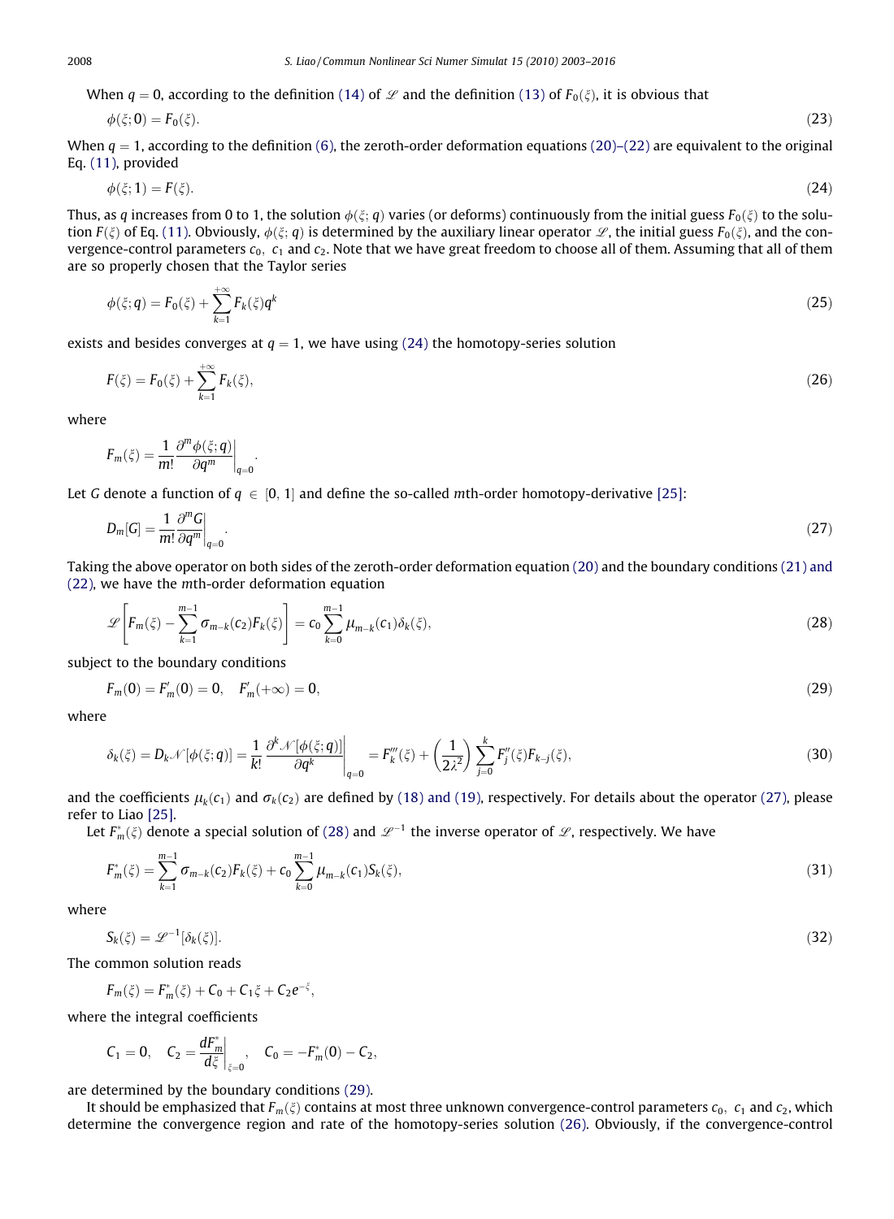When $q = 0$, according to the definition (14) of $\mathscr{L}$ and the definition (13) of $F_0(\xi)$, it is obvious that

$$\phi(\xi; 0) = F_0(\xi). \tag{23}$$

When $q = 1$, according to the definition (6), the zeroth-order deformation equations (20)–(22) are equivalent to the original Eq. (11), provided

$$\phi(\xi; 1) = F(\xi). \tag{24}$$

Thus, as $q$ increases from 0 to 1, the solution $\phi(\xi; q)$ varies (or deforms) continuously from the initial guess $F_0(\xi)$ to the solution $F(\xi)$ of Eq. (11). Obviously, $\phi(\xi; q)$ is determined by the auxiliary linear operator $\mathscr{L}$, the initial guess $F_0(\xi)$, and the convergence-control parameters $c_0$, $c_1$ and $c_2$. Note that we have great freedom to choose all of them. Assuming that all of them are so properly chosen that the Taylor series

$$\phi(\xi; q) = F_0(\xi) + \sum_{k=1}^{+\infty} F_k(\xi) q^k \tag{25}$$

exists and besides converges at $q = 1$, we have using (24) the homotopy-series solution

$$F(\xi) = F_0(\xi) + \sum_{k=1}^{+\infty} F_k(\xi), \tag{26}$$

where

$$F_m(\xi) = \frac{1}{m!} \frac{\partial^m \phi(\xi; q)}{\partial q^m}\bigg|_{q=0}.$$

Let $G$ denote a function of $q \in [0, 1]$ and define the so-called $m$th-order homotopy-derivative [25]:

$$D_m[G] = \frac{1}{m!} \frac{\partial^m G}{\partial q^m}\bigg|_{q=0}. \tag{27}$$

Taking the above operator on both sides of the zeroth-order deformation equation (20) and the boundary conditions (21) and (22), we have the $m$th-order deformation equation

$$\mathscr{L}\left[F_m(\xi) - \sum_{k=1}^{m-1} \sigma_{m-k}(c_2) F_k(\xi)\right] = c_0 \sum_{k=0}^{m-1} \mu_{m-k}(c_1) \delta_k(\xi), \tag{28}$$

subject to the boundary conditions

$$F_m(0) = F_m'(0) = 0, \quad F_m'(+\infty) = 0, \tag{29}$$

where

$$\delta_k(\xi) = D_k \mathscr{N}[\phi(\xi; q)] = \frac{1}{k!} \frac{\partial^k \mathscr{N}[\phi(\xi; q)]}{\partial q^k}\bigg|_{q=0} = F_k'''(\xi) + \left(\frac{1}{2\lambda^2}\right) \sum_{j=0}^{k} F_j''(\xi) F_{k-j}(\xi), \tag{30}$$

and the coefficients $\mu_k(c_1)$ and $\sigma_k(c_2)$ are defined by (18) and (19), respectively. For details about the operator (27), please refer to Liao [25].

Let $F_m^*(\xi)$ denote a special solution of (28) and $\mathscr{L}^{-1}$ the inverse operator of $\mathscr{L}$, respectively. We have

$$F_m^*(\xi) = \sum_{k=1}^{m-1} \sigma_{m-k}(c_2) F_k(\xi) + c_0 \sum_{k=0}^{m-1} \mu_{m-k}(c_1) S_k(\xi), \tag{31}$$

where

$$S_k(\xi) = \mathscr{L}^{-1}[\delta_k(\xi)]. \tag{32}$$

The common solution reads

$$F_m(\xi) = F_m^*(\xi) + C_0 + C_1 \xi + C_2 e^{-\xi},$$

where the integral coefficients

$$C_1 = 0, \quad C_2 = \frac{dF_m^*}{d\xi}\bigg|_{\xi=0}, \quad C_0 = -F_m^*(0) - C_2,$$

are determined by the boundary conditions (29).

It should be emphasized that $F_m(\xi)$ contains at most three unknown convergence-control parameters $c_0$, $c_1$ and $c_2$, which determine the convergence region and rate of the homotopy-series solution (26). Obviously, if the convergence-control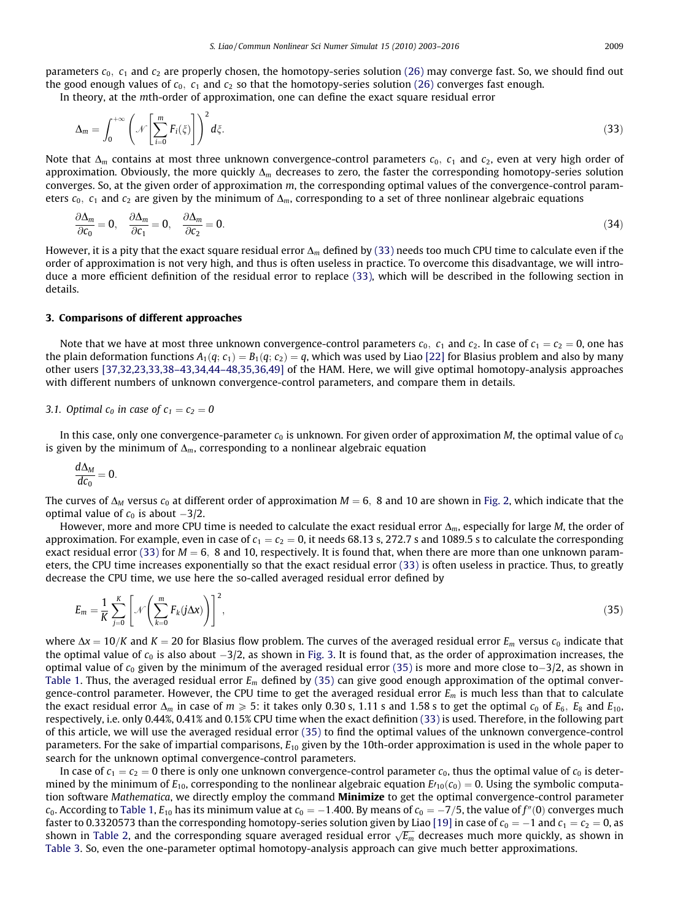parameters $c_0$, $c_1$ and $c_2$ are properly chosen, the homotopy-series solution (26) may converge fast. So, we should find out the good enough values of $c_0$, $c_1$ and $c_2$ so that the homotopy-series solution (26) converges fast enough.

In theory, at the $m$th-order of approximation, one can define the exact square residual error

$$\Delta_m = \int_0^{+\infty} \left( \mathcal{N}\left[\sum_{i=0}^{m} F_i(\xi)\right] \right)^2 d\xi. \tag{33}$$

Note that $\Delta_m$ contains at most three unknown convergence-control parameters $c_0$, $c_1$ and $c_2$, even at very high order of approximation. Obviously, the more quickly $\Delta_m$ decreases to zero, the faster the corresponding homotopy-series solution converges. So, at the given order of approximation $m$, the corresponding optimal values of the convergence-control parameters $c_0$, $c_1$ and $c_2$ are given by the minimum of $\Delta_m$, corresponding to a set of three nonlinear algebraic equations

$$\frac{\partial \Delta_m}{\partial c_0} = 0, \quad \frac{\partial \Delta_m}{\partial c_1} = 0, \quad \frac{\partial \Delta_m}{\partial c_2} = 0. \tag{34}$$

However, it is a pity that the exact square residual error $\Delta_m$ defined by (33) needs too much CPU time to calculate even if the order of approximation is not very high, and thus is often useless in practice. To overcome this disadvantage, we will introduce a more efficient definition of the residual error to replace (33), which will be described in the following section in details.

## 3. Comparisons of different approaches

Note that we have at most three unknown convergence-control parameters $c_0$, $c_1$ and $c_2$. In case of $c_1 = c_2 = 0$, one has the plain deformation functions $A_1(q; c_1) = B_1(q; c_2) = q$, which was used by Liao [22] for Blasius problem and also by many other users [37,32,23,33,38–43,34,44–48,35,36,49] of the HAM. Here, we will give optimal homotopy-analysis approaches with different numbers of unknown convergence-control parameters, and compare them in details.

### 3.1. Optimal $c_0$ in case of $c_1 = c_2 = 0$

In this case, only one unknown convergence-parameter $c_0$ is unknown. For given order of approximation $M$, the optimal value of $c_0$ is given by the minimum of $\Delta_m$, corresponding to a nonlinear algebraic equation

$$\frac{d\Delta_M}{dc_0} = 0.$$

The curves of $\Delta_M$ versus $c_0$ at different order of approximation $M = 6$, 8 and 10 are shown in Fig. 2, which indicate that the optimal value of $c_0$ is about $-3/2$.

However, more and more CPU time is needed to calculate the exact residual error $\Delta_m$, especially for large $M$, the order of approximation. For example, even in case of $c_1 = c_2 = 0$, it needs 68.13 s, 272.7 s and 1089.5 s to calculate the corresponding exact residual error (33) for $M = 6$, 8 and 10, respectively. It is found that, when there are more than one unknown parameters, the CPU time increases exponentially so that the exact residual error (33) is often useless in practice. Thus, to greatly decrease the CPU time, we use here the so-called averaged residual error defined by

$$E_m = \frac{1}{K}\sum_{j=0}^{K}\left[\mathcal{N}\left(\sum_{k=0}^{m} F_k(j\Delta x)\right)\right]^2, \tag{35}$$

where $\Delta x = 10/K$ and $K = 20$ for Blasius flow problem. The curves of the averaged residual error $E_m$ versus $c_0$ indicate that the optimal value of $c_0$ is also about $-3/2$, as shown in Fig. 3. It is found that, as the order of approximation increases, the optimal value of $c_0$ given by the minimum of the averaged residual error (35) is more and more close to$-3/2$, as shown in Table 1. Thus, the averaged residual error $E_m$ defined by (35) can give good enough approximation of the optimal convergence-control parameter. However, the CPU time to get the averaged residual error $E_m$ is much less than that to calculate the exact residual error $\Delta_m$ in case of $m \geqslant 5$: it takes only 0.30 s, 1.11 s and 1.58 s to get the optimal $c_0$ of $E_6$, $E_8$ and $E_{10}$, respectively, i.e. only 0.44%, 0.41% and 0.15% CPU time when the exact definition (33) is used. Therefore, in the following part of this article, we will use the averaged residual error (35) to find the optimal values of the unknown convergence-control parameters. For the sake of impartial comparisons, $E_{10}$ given by the 10th-order approximation is used in the whole paper to search for the unknown optimal convergence-control parameters.

In case of $c_1 = c_2 = 0$ there is only one unknown convergence-control parameter $c_0$, thus the optimal value of $c_0$ is determined by the minimum of $E_{10}$, corresponding to the nonlinear algebraic equation $E'_{10}(c_0) = 0$. Using the symbolic computation software *Mathematica*, we directly employ the command **Minimize** to get the optimal convergence-control parameter $c_0$. According to Table 1, $E_{10}$ has its minimum value at $c_0 = -1.400$. By means of $c_0 = -7/5$, the value of $f''(0)$ converges much faster to 0.3320573 than the corresponding homotopy-series solution given by Liao [19] in case of $c_0 = -1$ and $c_1 = c_2 = 0$, as shown in Table 2, and the corresponding square averaged residual error $\sqrt{E_m}$ decreases much more quickly, as shown in Table 3. So, even the one-parameter optimal homotopy-analysis approach can give much better approximations.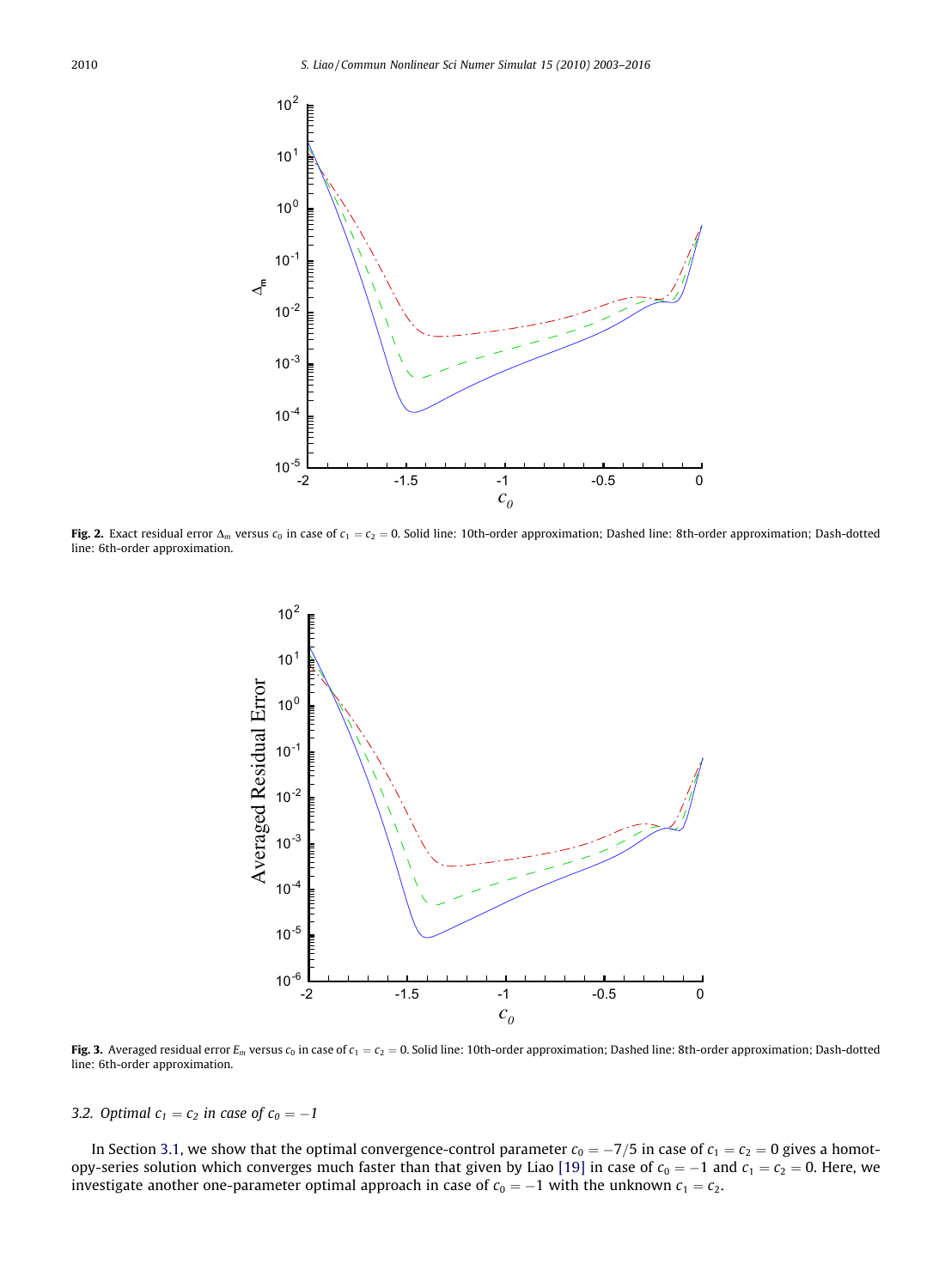**Fig. 2.** Exact residual error $\Delta_m$ versus $c_0$ in case of $c_1 = c_2 = 0$. Solid line: 10th-order approximation; Dashed line: 8th-order approximation; Dash-dotted line: 6th-order approximation.

**Fig. 3.** Averaged residual error $E_m$ versus $c_0$ in case of $c_1 = c_2 = 0$. Solid line: 10th-order approximation; Dashed line: 8th-order approximation; Dash-dotted line: 6th-order approximation.

### 3.2. Optimal $c_1 = c_2$ in case of $c_0 = -1$

In Section 3.1, we show that the optimal convergence-control parameter $c_0 = -7/5$ in case of $c_1 = c_2 = 0$ gives a homotopy-series solution which converges much faster than that given by Liao [19] in case of $c_0 = -1$ and $c_1 = c_2 = 0$. Here, we investigate another one-parameter optimal approach in case of $c_0 = -1$ with the unknown $c_1 = c_2$.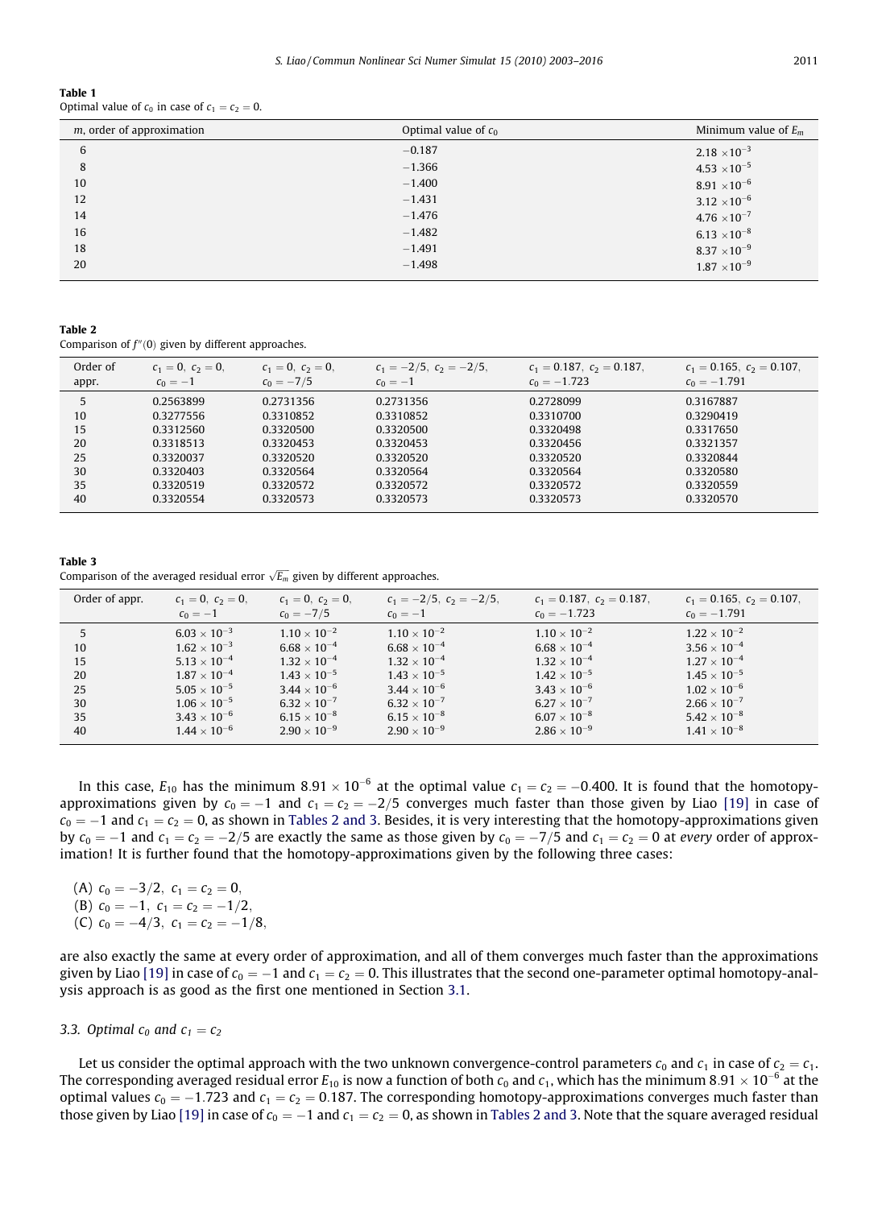**Table 1**
Optimal value of $c_0$ in case of $c_1 = c_2 = 0$.

| $m$, order of approximation | Optimal value of $c_0$ | Minimum value of $E_m$ |
|---|---|---|
| 6 | −0.187 | $2.18 \times 10^{-3}$ |
| 8 | −1.366 | $4.53 \times 10^{-5}$ |
| 10 | −1.400 | $8.91 \times 10^{-6}$ |
| 12 | −1.431 | $3.12 \times 10^{-6}$ |
| 14 | −1.476 | $4.76 \times 10^{-7}$ |
| 16 | −1.482 | $6.13 \times 10^{-8}$ |
| 18 | −1.491 | $8.37 \times 10^{-9}$ |
| 20 | −1.498 | $1.87 \times 10^{-9}$ |

**Table 2**
Comparison of $f''(0)$ given by different approaches.

| Order of appr. | $c_1 = 0,\ c_2 = 0,$ $c_0 = -1$ | $c_1 = 0,\ c_2 = 0,$ $c_0 = -7/5$ | $c_1 = -2/5,\ c_2 = -2/5,$ $c_0 = -1$ | $c_1 = 0.187,\ c_2 = 0.187,$ $c_0 = -1.723$ | $c_1 = 0.165,\ c_2 = 0.107,$ $c_0 = -1.791$ |
|---|---|---|---|---|---|
| 5 | 0.2563899 | 0.2731356 | 0.2731356 | 0.2728099 | 0.3167887 |
| 10 | 0.3277556 | 0.3310852 | 0.3310852 | 0.3310700 | 0.3290419 |
| 15 | 0.3312560 | 0.3320500 | 0.3320500 | 0.3320498 | 0.3317650 |
| 20 | 0.3318513 | 0.3320453 | 0.3320453 | 0.3320456 | 0.3321357 |
| 25 | 0.3320037 | 0.3320520 | 0.3320520 | 0.3320520 | 0.3320844 |
| 30 | 0.3320403 | 0.3320564 | 0.3320564 | 0.3320564 | 0.3320580 |
| 35 | 0.3320519 | 0.3320572 | 0.3320572 | 0.3320572 | 0.3320559 |
| 40 | 0.3320554 | 0.3320573 | 0.3320573 | 0.3320573 | 0.3320570 |

**Table 3**
Comparison of the averaged residual error $\sqrt{E_m}$ given by different approaches.

| Order of appr. | $c_1 = 0,\ c_2 = 0,$ $c_0 = -1$ | $c_1 = 0,\ c_2 = 0,$ $c_0 = -7/5$ | $c_1 = -2/5,\ c_2 = -2/5,$ $c_0 = -1$ | $c_1 = 0.187,\ c_2 = 0.187,$ $c_0 = -1.723$ | $c_1 = 0.165,\ c_2 = 0.107,$ $c_0 = -1.791$ |
|---|---|---|---|---|---|
| 5 | $6.03 \times 10^{-3}$ | $1.10 \times 10^{-2}$ | $1.10 \times 10^{-2}$ | $1.10 \times 10^{-2}$ | $1.22 \times 10^{-2}$ |
| 10 | $1.62 \times 10^{-3}$ | $6.68 \times 10^{-4}$ | $6.68 \times 10^{-4}$ | $6.68 \times 10^{-4}$ | $3.56 \times 10^{-4}$ |
| 15 | $5.13 \times 10^{-4}$ | $1.32 \times 10^{-4}$ | $1.32 \times 10^{-4}$ | $1.32 \times 10^{-4}$ | $1.27 \times 10^{-4}$ |
| 20 | $1.87 \times 10^{-4}$ | $1.43 \times 10^{-5}$ | $1.43 \times 10^{-5}$ | $1.42 \times 10^{-5}$ | $1.45 \times 10^{-5}$ |
| 25 | $5.05 \times 10^{-5}$ | $3.44 \times 10^{-6}$ | $3.44 \times 10^{-6}$ | $3.43 \times 10^{-6}$ | $1.02 \times 10^{-6}$ |
| 30 | $1.06 \times 10^{-5}$ | $6.32 \times 10^{-7}$ | $6.32 \times 10^{-7}$ | $6.27 \times 10^{-7}$ | $2.66 \times 10^{-7}$ |
| 35 | $3.43 \times 10^{-6}$ | $6.15 \times 10^{-8}$ | $6.15 \times 10^{-8}$ | $6.07 \times 10^{-8}$ | $5.42 \times 10^{-8}$ |
| 40 | $1.44 \times 10^{-6}$ | $2.90 \times 10^{-9}$ | $2.90 \times 10^{-9}$ | $2.86 \times 10^{-9}$ | $1.41 \times 10^{-8}$ |

In this case, $E_{10}$ has the minimum $8.91 \times 10^{-6}$ at the optimal value $c_1 = c_2 = -0.400$. It is found that the homotopy-approximations given by $c_0 = -1$ and $c_1 = c_2 = -2/5$ converges much faster than those given by Liao [19] in case of $c_0 = -1$ and $c_1 = c_2 = 0$, as shown in Tables 2 and 3. Besides, it is very interesting that the homotopy-approximations given by $c_0 = -1$ and $c_1 = c_2 = -2/5$ are exactly the same as those given by $c_0 = -7/5$ and $c_1 = c_2 = 0$ at *every* order of approximation! It is further found that the homotopy-approximations given by the following three cases:

(A) $c_0 = -3/2,\ c_1 = c_2 = 0,$
(B) $c_0 = -1,\ c_1 = c_2 = -1/2,$
(C) $c_0 = -4/3,\ c_1 = c_2 = -1/8,$

are also exactly the same at every order of approximation, and all of them converges much faster than the approximations given by Liao [19] in case of $c_0 = -1$ and $c_1 = c_2 = 0$. This illustrates that the second one-parameter optimal homotopy-analysis approach is as good as the first one mentioned in Section 3.1.

### 3.3. Optimal $c_0$ and $c_1 = c_2$

Let us consider the optimal approach with the two unknown convergence-control parameters $c_0$ and $c_1$ in case of $c_2 = c_1$. The corresponding averaged residual error $E_{10}$ is now a function of both $c_0$ and $c_1$, which has the minimum $8.91 \times 10^{-6}$ at the optimal values $c_0 = -1.723$ and $c_1 = c_2 = 0.187$. The corresponding homotopy-approximations converges much faster than those given by Liao [19] in case of $c_0 = -1$ and $c_1 = c_2 = 0$, as shown in Tables 2 and 3. Note that the square averaged residual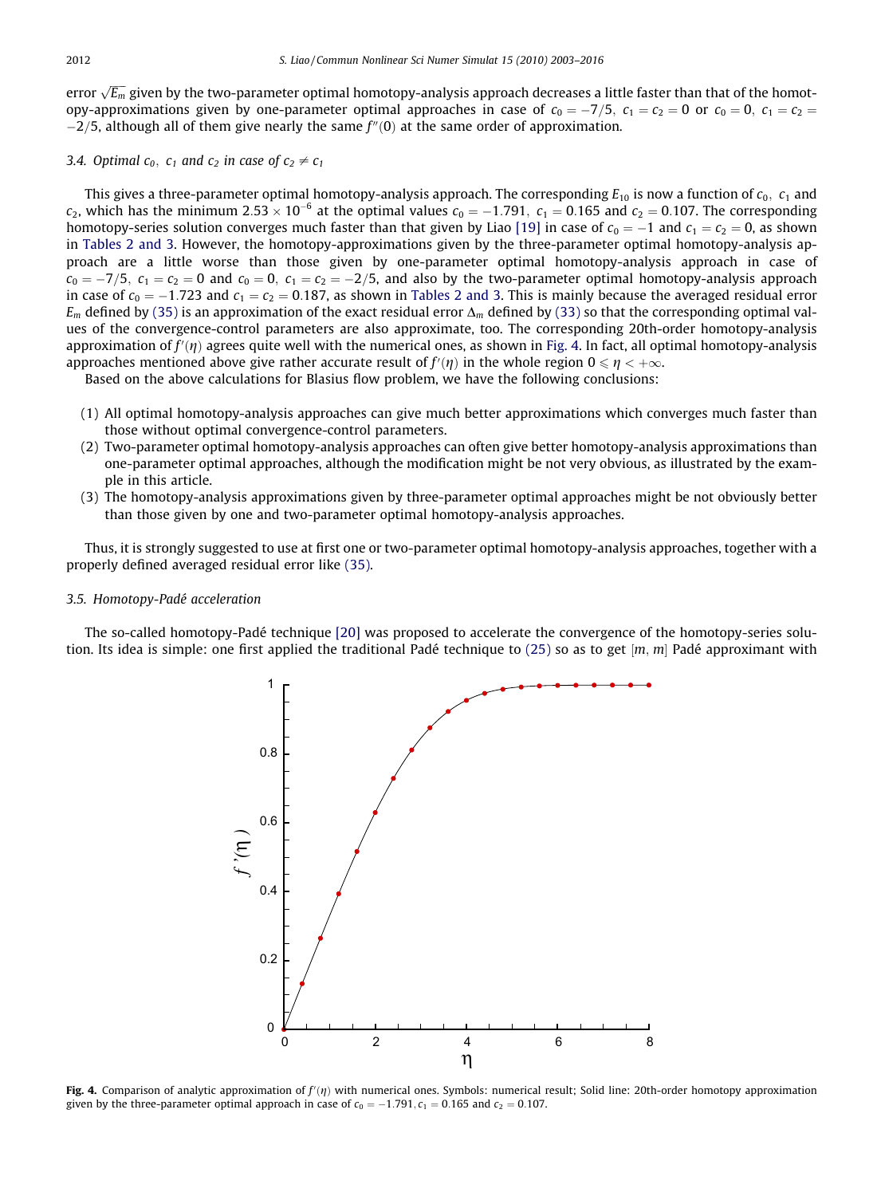error $\sqrt{E_m}$ given by the two-parameter optimal homotopy-analysis approach decreases a little faster than that of the homotopy-approximations given by one-parameter optimal approaches in case of $c_0 = -7/5,\ c_1 = c_2 = 0$ or $c_0 = 0,\ c_1 = c_2 = -2/5$, although all of them give nearly the same $f''(0)$ at the same order of approximation.

### 3.4. Optimal $c_0,\ c_1$ and $c_2$ in case of $c_2 \neq c_1$

This gives a three-parameter optimal homotopy-analysis approach. The corresponding $E_{10}$ is now a function of $c_0,\ c_1$ and $c_2$, which has the minimum $2.53 \times 10^{-6}$ at the optimal values $c_0 = -1.791,\ c_1 = 0.165$ and $c_2 = 0.107$. The corresponding homotopy-series solution converges much faster than that given by Liao [19] in case of $c_0 = -1$ and $c_1 = c_2 = 0$, as shown in Tables 2 and 3. However, the homotopy-approximations given by the three-parameter optimal homotopy-analysis approach are a little worse than those given by one-parameter optimal homotopy-analysis approach in case of $c_0 = -7/5,\ c_1 = c_2 = 0$ and $c_0 = 0,\ c_1 = c_2 = -2/5$, and also by the two-parameter optimal homotopy-averaged approach in case of $c_0 = -1.723$ and $c_1 = c_2 = 0.187$, as shown in Tables 2 and 3. This is mainly because the averaged residual error $E_m$ defined by (35) is an approximation of the exact residual error $\Delta_m$ defined by (33) so that the corresponding optimal values of the convergence-control parameters are also approximate, too. The corresponding 20th-order homotopy-analysis approximation of $f'(\eta)$ agrees quite well with the numerical ones, as shown in Fig. 4. In fact, all optimal homotopy-analysis approaches mentioned above give rather accurate result of $f'(\eta)$ in the whole region $0 \leqslant \eta < +\infty$.

Based on the above calculations for Blasius flow problem, we have the following conclusions:

(1) All optimal homotopy-analysis approaches can give much better approximations which converges much faster than those without optimal convergence-control parameters.
(2) Two-parameter optimal homotopy-analysis approaches can often give better homotopy-analysis approximations than one-parameter optimal approaches, although the modification might be not very obvious, as illustrated by the example in this article.
(3) The homotopy-analysis approximations given by three-parameter optimal approaches might be not obviously better than those given by one and two-parameter optimal homotopy-analysis approaches.

Thus, it is strongly suggested to use at first one or two-parameter optimal homotopy-analysis approaches, together with a properly defined averaged residual error like (35).

### 3.5. Homotopy-Padé acceleration

The so-called homotopy-Padé technique [20] was proposed to accelerate the convergence of the homotopy-series solution. Its idea is simple: one first applied the traditional Padé technique to (25) so as to get $[m, m]$ Padé approximant with

**Fig. 4.** Comparison of analytic approximation of $f'(\eta)$ with numerical ones. Symbols: numerical result; Solid line: 20th-order homotopy approximation given by the three-parameter optimal approach in case of $c_0 = -1.791, c_1 = 0.165$ and $c_2 = 0.107$.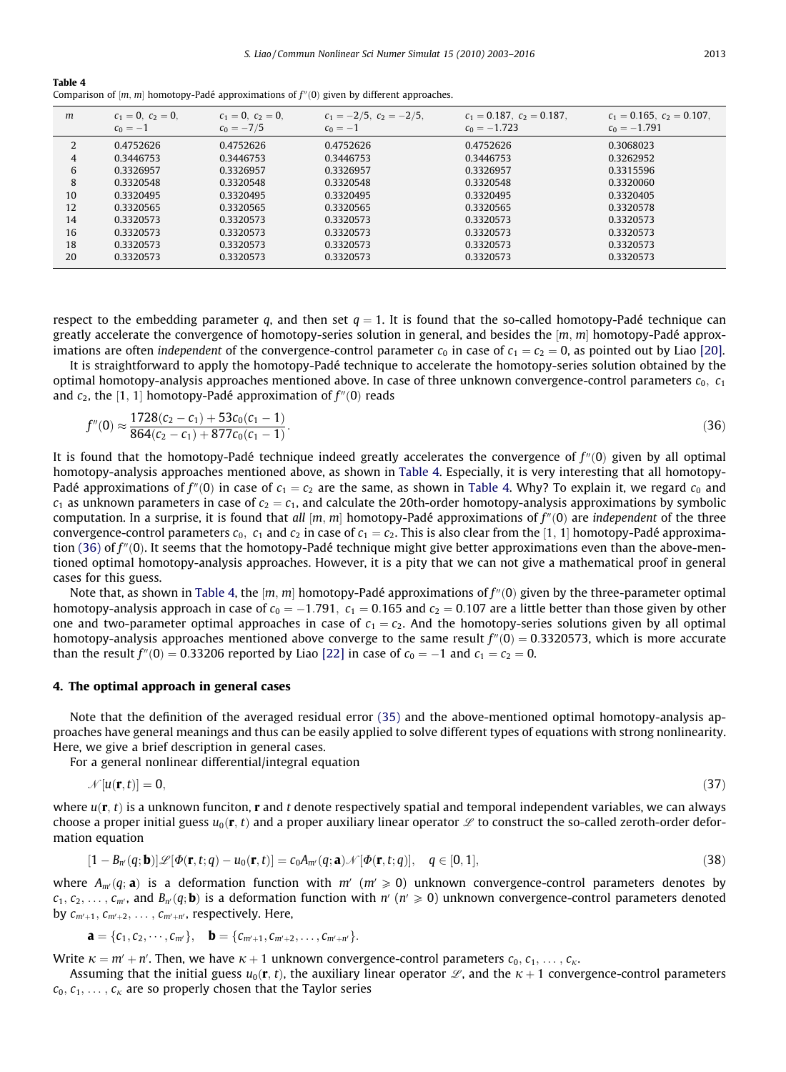**Table 4**
Comparison of $[m, m]$ homotopy-Padé approximations of $f''(0)$ given by different approaches.

| $m$ | $c_1 = 0,\ c_2 = 0,$ $c_0 = -1$ | $c_1 = 0,\ c_2 = 0,$ $c_0 = -7/5$ | $c_1 = -2/5,\ c_2 = -2/5,$ $c_0 = -1$ | $c_1 = 0.187,\ c_2 = 0.187,$ $c_0 = -1.723$ | $c_1 = 0.165,\ c_2 = 0.107,$ $c_0 = -1.791$ |
|---|---|---|---|---|---|
| 2 | 0.4752626 | 0.4752626 | 0.4752626 | 0.4752626 | 0.3068023 |
| 4 | 0.3446753 | 0.3446753 | 0.3446753 | 0.3446753 | 0.3262952 |
| 6 | 0.3326957 | 0.3326957 | 0.3326957 | 0.3326957 | 0.3315596 |
| 8 | 0.3320548 | 0.3320548 | 0.3320548 | 0.3320548 | 0.3320060 |
| 10 | 0.3320495 | 0.3320495 | 0.3320495 | 0.3320495 | 0.3320405 |
| 12 | 0.3320565 | 0.3320565 | 0.3320565 | 0.3320565 | 0.3320578 |
| 14 | 0.3320573 | 0.3320573 | 0.3320573 | 0.3320573 | 0.3320573 |
| 16 | 0.3320573 | 0.3320573 | 0.3320573 | 0.3320573 | 0.3320573 |
| 18 | 0.3320573 | 0.3320573 | 0.3320573 | 0.3320573 | 0.3320573 |
| 20 | 0.3320573 | 0.3320573 | 0.3320573 | 0.3320573 | 0.3320573 |

respect to the embedding parameter $q$, and then set $q = 1$. It is found that the so-called homotopy-Padé technique can greatly accelerate the convergence of homotopy-series solution in general, and besides the $[m, m]$ homotopy-Padé approximations are often *independent* of the convergence-control parameter $c_0$ in case of $c_1 = c_2 = 0$, as pointed out by Liao [20].

It is straightforward to apply the homotopy-Padé technique to accelerate the homotopy-series solution obtained by the optimal homotopy-analysis approaches mentioned above. In case of three unknown convergence-control parameters $c_0$, $c_1$ and $c_2$, the $[1, 1]$ homotopy-Padé approximation of $f''(0)$ reads

$$f''(0) \approx \frac{1728(c_2 - c_1) + 53c_0(c_1 - 1)}{864(c_2 - c_1) + 877c_0(c_1 - 1)}. \tag{36}$$

It is found that the homotopy-Padé technique indeed greatly accelerates the convergence of $f''(0)$ given by all optimal homotopy-analysis approaches mentioned above, as shown in Table 4. Especially, it is very interesting that all homotopy-Padé approximations of $f''(0)$ in case of $c_1 = c_2$ are the same, as shown in Table 4. Why? To explain it, we regard $c_0$ and $c_1$ as unknown parameters in case of $c_2 = c_1$, and calculate the 20th-order homotopy-analysis approximations by symbolic computation. In a surprise, it is found that *all* $[m, m]$ homotopy-Padé approximations of $f''(0)$ are *independent* of the three convergence-control parameters $c_0$, $c_1$ and $c_2$ in case of $c_1 = c_2$. This is also clear from the $[1, 1]$ homotopy-Padé approximation (36) of $f''(0)$. It seems that the homotopy-Padé technique might give better approximations even than the above-mentioned optimal homotopy-analysis approaches. However, it is a pity that we can not give a mathematical proof in general cases for this guess.

Note that, as shown in Table 4, the $[m, m]$ homotopy-Padé approximations of $f''(0)$ given by the three-parameter optimal homotopy-analysis approach in case of $c_0 = -1.791$, $c_1 = 0.165$ and $c_2 = 0.107$ are a little better than those given by other one and two-parameter optimal approaches in case of $c_1 = c_2$. And the homotopy-series solutions given by all optimal homotopy-analysis approaches mentioned above converge to the same result $f''(0) = 0.3320573$, which is more accurate than the result $f''(0) = 0.33206$ reported by Liao [22] in case of $c_0 = -1$ and $c_1 = c_2 = 0$.

## 4. The optimal approach in general cases

Note that the definition of the averaged residual error (35) and the above-mentioned optimal homotopy-analysis approaches have general meanings and thus can be easily applied to solve different types of equations with strong nonlinearity. Here, we give a brief description in general cases.

For a general nonlinear differential/integral equation

$$\mathscr{N}[u(\mathbf{r}, t)] = 0, \tag{37}$$

where $u(\mathbf{r}, t)$ is a unknown funciton, $\mathbf{r}$ and $t$ denote respectively spatial and temporal independent variables, we can always choose a proper initial guess $u_0(\mathbf{r}, t)$ and a proper auxiliary linear operator $\mathscr{L}$ to construct the so-called zeroth-order deformation equation

$$[1 - B_{n'}(q; \mathbf{b})]\mathscr{L}[\Phi(\mathbf{r}, t; q) - u_0(\mathbf{r}, t)] = c_0 A_{m'}(q; \mathbf{a})\mathscr{N}[\Phi(\mathbf{r}, t; q)], \quad q \in [0, 1], \tag{38}$$

where $A_{m'}(q; \mathbf{a})$ is a deformation function with $m'$ ($m' \geqslant 0$) unknown convergence-control parameters denotes by $c_1, c_2, \ldots, c_{m'}$, and $B_{n'}(q; \mathbf{b})$ is a deformation function with $n'$ ($n' \geqslant 0$) unknown convergence-control parameters denoted by $c_{m'+1}, c_{m'+2}, \ldots, c_{m'+n'}$, respectively. Here,

$$\mathbf{a} = \{c_1, c_2, \cdots, c_{m'}\}, \quad \mathbf{b} = \{c_{m'+1}, c_{m'+2}, \ldots, c_{m'+n'}\}.$$

Write $\kappa = m' + n'$. Then, we have $\kappa + 1$ unknown convergence-control parameters $c_0, c_1, \ldots, c_\kappa$.

Assuming that the initial guess $u_0(\mathbf{r}, t)$, the auxiliary linear operator $\mathscr{L}$, and the $\kappa + 1$ convergence-control parameters $c_0, c_1, \ldots, c_\kappa$ are so properly chosen that the Taylor series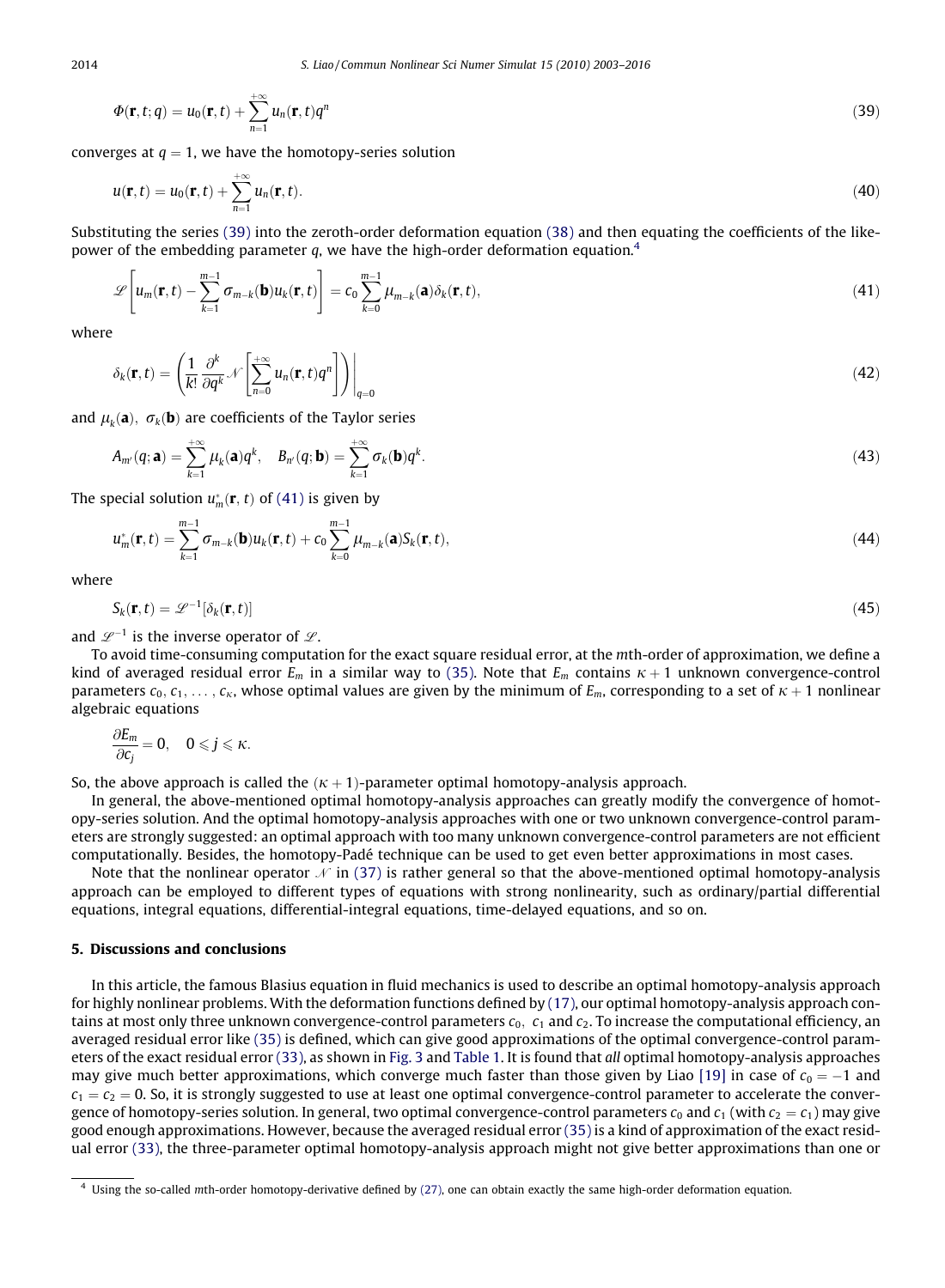$$\Phi(\mathbf{r},t;q) = u_0(\mathbf{r},t) + \sum_{n=1}^{+\infty} u_n(\mathbf{r},t)q^n \tag{39}$$

converges at $q = 1$, we have the homotopy-series solution

$$u(\mathbf{r},t) = u_0(\mathbf{r},t) + \sum_{n=1}^{+\infty} u_n(\mathbf{r},t). \tag{40}$$

Substituting the series (39) into the zeroth-order deformation equation (38) and then equating the coefficients of the like-power of the embedding parameter $q$, we have the high-order deformation equation.[4]

$$\mathscr{L}\left[u_m(\mathbf{r},t) - \sum_{k=1}^{m-1} \sigma_{m-k}(\mathbf{b})u_k(\mathbf{r},t)\right] = c_0 \sum_{k=0}^{m-1} \mu_{m-k}(\mathbf{a})\delta_k(\mathbf{r},t), \tag{41}$$

where

$$\delta_k(\mathbf{r},t) = \left(\frac{1}{k!}\frac{\partial^k}{\partial q^k}\mathscr{N}\left[\sum_{n=0}^{+\infty} u_n(\mathbf{r},t)q^n\right]\right)\Bigg|_{q=0} \tag{42}$$

and $\mu_k(\mathbf{a})$, $\sigma_k(\mathbf{b})$ are coefficients of the Taylor series

$$A_{m'}(q;\mathbf{a}) = \sum_{k=1}^{+\infty} \mu_k(\mathbf{a})q^k, \quad B_{n'}(q;\mathbf{b}) = \sum_{k=1}^{+\infty} \sigma_k(\mathbf{b})q^k. \tag{43}$$

The special solution $u_m^*(\mathbf{r},t)$ of (41) is given by

$$u_m^*(\mathbf{r},t) = \sum_{k=1}^{m-1} \sigma_{m-k}(\mathbf{b})u_k(\mathbf{r},t) + c_0 \sum_{k=0}^{m-1} \mu_{m-k}(\mathbf{a})S_k(\mathbf{r},t), \tag{44}$$

where

$$S_k(\mathbf{r},t) = \mathscr{L}^{-1}[\delta_k(\mathbf{r},t)] \tag{45}$$

and $\mathscr{L}^{-1}$ is the inverse operator of $\mathscr{L}$.

To avoid time-consuming computation for the exact square residual error, at the $m$th-order of approximation, we define a kind of averaged residual error $E_m$ in a similar way to (35). Note that $E_m$ contains $\kappa + 1$ unknown convergence-control parameters $c_0, c_1, \ldots, c_\kappa$, whose optimal values are given by the minimum of $E_m$, corresponding to a set of $\kappa + 1$ nonlinear algebraic equations

$$\frac{\partial E_m}{\partial c_j} = 0, \quad 0 \leqslant j \leqslant \kappa.$$

So, the above approach is called the $(\kappa + 1)$-parameter optimal homotopy-analysis approach.

In general, the above-mentioned optimal homotopy-analysis approaches can greatly modify the convergence of homotopy-series solution. And the optimal homotopy-analysis approaches with one or two unknown convergence-control parameters are strongly suggested: an optimal approach with too many unknown convergence-control parameters are not efficient computationally. Besides, the homotopy-Padé technique can be used to get even better approximations in most cases.

Note that the nonlinear operator $\mathscr{N}$ in (37) is rather general so that the above-mentioned optimal homotopy-analysis approach can be employed to different types of equations with strong nonlinearity, such as ordinary/partial differential equations, integral equations, differential-integral equations, time-delayed equations, and so on.

## 5. Discussions and conclusions

In this article, the famous Blasius equation in fluid mechanics is used to describe an optimal homotopy-analysis approach for highly nonlinear problems. With the deformation functions defined by (17), our optimal homotopy-analysis approach contains at most only three unknown convergence-control parameters $c_0$, $c_1$ and $c_2$. To increase the computational efficiency, an averaged residual error like (35) is defined, which can give good approximations of the optimal convergence-control parameters of the exact residual error (33), as shown in Fig. 3 and Table 1. It is found that *all* optimal homotopy-analysis approaches may give much better approximations, which converge much faster than those given by Liao [19] in case of $c_0 = -1$ and $c_1 = c_2 = 0$. So, it is strongly suggested to use at least one optimal convergence-control parameter to accelerate the convergence of homotopy-series solution. In general, two optimal convergence-control parameters $c_0$ and $c_1$ (with $c_2 = c_1$) may give good enough approximations. However, because the averaged residual error (35) is a kind of approximation of the exact residual error (33), the three-parameter optimal homotopy-analysis approach might not give better approximations than one or

---

[4] Using the so-called $m$th-order homotopy-derivative defined by (27), one can obtain exactly the same high-order deformation equation.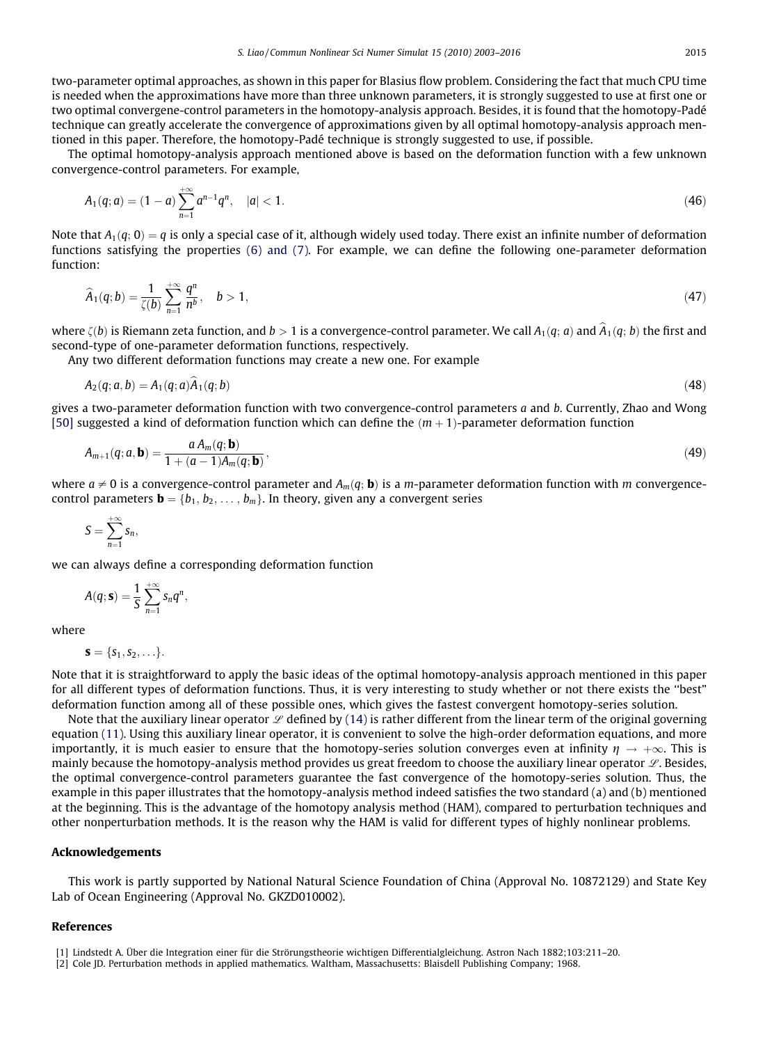two-parameter optimal approaches, as shown in this paper for Blasius flow problem. Considering the fact that much CPU time is needed when the approximations have more than three unknown parameters, it is strongly suggested to use at first one or two optimal convergene-control parameters in the homotopy-analysis approach. Besides, it is found that the homotopy-Padé technique can greatly accelerate the convergence of approximations given by all optimal homotopy-analysis approach mentioned in this paper. Therefore, the homotopy-Padé technique is strongly suggested to use, if possible.

The optimal homotopy-analysis approach mentioned above is based on the deformation function with a few unknown convergence-control parameters. For example,

$$A_1(q;a) = (1-a)\sum_{n=1}^{+\infty} a^{n-1}q^n, \quad |a| < 1. \tag{46}$$

Note that $A_1(q;0) = q$ is only a special case of it, although widely used today. There exist an infinite number of deformation functions satisfying the properties (6) and (7). For example, we can define the following one-parameter deformation function:

$$\widehat{A}_1(q;b) = \frac{1}{\zeta(b)}\sum_{n=1}^{+\infty} \frac{q^n}{n^b}, \quad b > 1, \tag{47}$$

where $\zeta(b)$ is Riemann zeta function, and $b > 1$ is a convergence-control parameter. We call $A_1(q;a)$ and $\widehat{A}_1(q;b)$ the first and second-type of one-parameter deformation functions, respectively.

Any two different deformation functions may create a new one. For example

$$A_2(q;a,b) = A_1(q;a)\widehat{A}_1(q;b) \tag{48}$$

gives a two-parameter deformation function with two convergence-control parameters $a$ and $b$. Currently, Zhao and Wong [50] suggested a kind of deformation function which can define the $(m+1)$-parameter deformation function

$$A_{m+1}(q;a,\mathbf{b}) = \frac{a\,A_m(q;\mathbf{b})}{1+(a-1)A_m(q;\mathbf{b})}, \tag{49}$$

where $a \neq 0$ is a convergence-control parameter and $A_m(q;\mathbf{b})$ is a $m$-parameter deformation function with $m$ convergence-control parameters $\mathbf{b} = \{b_1, b_2, \ldots, b_m\}$. In theory, given any a convergent series

$$S = \sum_{n=1}^{+\infty} s_n,$$

we can always define a corresponding deformation function

$$A(q;\mathbf{s}) = \frac{1}{S}\sum_{n=1}^{+\infty} s_n q^n,$$

where

$$\mathbf{s} = \{s_1, s_2, \ldots\}.$$

Note that it is straightforward to apply the basic ideas of the optimal homotopy-analysis approach mentioned in this paper for all different types of deformation functions. Thus, it is very interesting to study whether or not there exists the "best" deformation function among all of these possible ones, which gives the fastest convergent homotopy-series solution.

Note that the auxiliary linear operator $\mathscr{L}$ defined by (14) is rather different from the linear term of the original governing equation (11). Using this auxiliary linear operator, it is convenient to solve the high-order deformation equations, and more importantly, it is much easier to ensure that the homotopy-series solution converges even at infinity $\eta \to +\infty$. This is mainly because the homotopy-analysis method provides us great freedom to choose the auxiliary linear operator $\mathscr{L}$. Besides, the optimal convergence-control parameters guarantee the fast convergence of the homotopy-series solution. Thus, the example in this paper illustrates that the homotopy-analysis method indeed satisfies the two standard (a) and (b) mentioned at the beginning. This is the advantage of the homotopy analysis method (HAM), compared to perturbation techniques and other nonperturbation methods. It is the reason why the HAM is valid for different types of highly nonlinear problems.

## Acknowledgements

This work is partly supported by National Natural Science Foundation of China (Approval No. 10872129) and State Key Lab of Ocean Engineering (Approval No. GKZD010002).

## References

[1] Lindstedt A. Über die Integration einer für die Strörungstheorie wichtigen Differentialgleichung. Astron Nach 1882;103:211–20.

[2] Cole JD. Perturbation methods in applied mathematics. Waltham, Massachusetts: Blaisdell Publishing Company; 1968.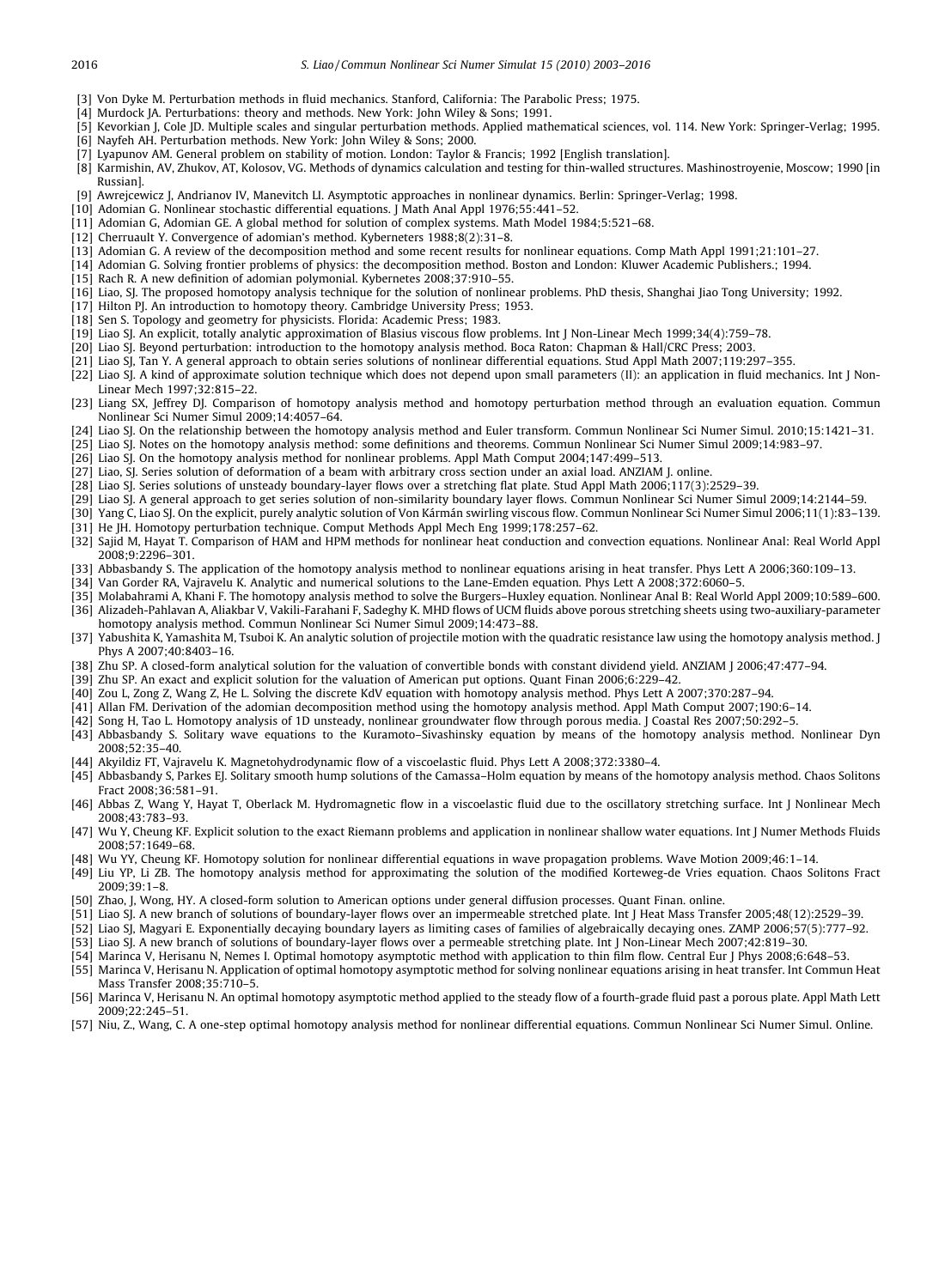[3] Von Dyke M. Perturbation methods in fluid mechanics. Stanford, California: The Parabolic Press; 1975.
[4] Murdock JA. Perturbations: theory and methods. New York: John Wiley & Sons; 1991.
[5] Kevorkian J, Cole JD. Multiple scales and singular perturbation methods. Applied mathematical sciences, vol. 114. New York: Springer-Verlag; 1995.
[6] Nayfeh AH. Perturbation methods. New York: John Wiley & Sons; 2000.
[7] Lyapunov AM. General problem on stability of motion. London: Taylor & Francis; 1992 [English translation].
[8] Karmishin, AV, Zhukov, AT, Kolosov, VG. Methods of dynamics calculation and testing for thin-walled structures. Mashinostroyenie, Moscow; 1990 [in Russian].
[9] Awrejcewicz J, Andrianov IV, Manevitch LI. Asymptotic approaches in nonlinear dynamics. Berlin: Springer-Verlag; 1998.
[10] Adomian G. Nonlinear stochastic differential equations. J Math Anal Appl 1976;55:441–52.
[11] Adomian G, Adomian GE. A global method for solution of complex systems. Math Model 1984;5:521–68.
[12] Cherruault Y. Convergence of adomian's method. Kyberneters 1988;8(2):31–8.
[13] Adomian G. A review of the decomposition method and some recent results for nonlinear equations. Comp Math Appl 1991;21:101–27.
[14] Adomian G. Solving frontier problems of physics: the decomposition method. Boston and London: Kluwer Academic Publishers.; 1994.
[15] Rach R. A new definition of adomian polymonial. Kybernetes 2008;37:910–55.
[16] Liao, SJ. The proposed homotopy analysis technique for the solution of nonlinear problems. PhD thesis, Shanghai Jiao Tong University; 1992.
[17] Hilton PJ. An introduction to homotopy theory. Cambridge University Press; 1953.
[18] Sen S. Topology and geometry for physicists. Florida: Academic Press; 1983.
[19] Liao SJ. An explicit, totally analytic approximation of Blasius viscous flow problems. Int J Non-Linear Mech 1999;34(4):759–78.
[20] Liao SJ. Beyond perturbation: introduction to the homotopy analysis method. Boca Raton: Chapman & Hall/CRC Press; 2003.
[21] Liao SJ, Tan Y. A general approach to obtain series solutions of nonlinear differential equations. Stud Appl Math 2007;119:297–355.
[22] Liao SJ. A kind of approximate solution technique which does not depend upon small parameters (II): an application in fluid mechanics. Int J Non-Linear Mech 1997;32:815–22.
[23] Liang SX, Jeffrey DJ. Comparison of homotopy analysis method and homotopy perturbation method through an evaluation equation. Commun Nonlinear Sci Numer Simul 2009;14:4057–64.
[24] Liao SJ. On the relationship between the homotopy analysis method and Euler transform. Commun Nonlinear Sci Numer Simul. 2010;15:1421–31.
[25] Liao SJ. Notes on the homotopy analysis method: some definitions and theorems. Commun Nonlinear Sci Numer Simul 2009;14:983–97.
[26] Liao SJ. On the homotopy analysis method for nonlinear problems. Appl Math Comput 2004;147:499–513.
[27] Liao, SJ. Series solution of deformation of a beam with arbitrary cross section under an axial load. ANZIAM J. online.
[28] Liao SJ. Series solutions of unsteady boundary-layer flows over a stretching flat plate. Stud Appl Math 2006;117(3):2529–39.
[29] Liao SJ. A general approach to get series solution of non-similarity boundary layer flows. Commun Nonlinear Sci Numer Simul 2009;14:2144–59.
[30] Yang C, Liao SJ. On the explicit, purely analytic solution of Von Kármán swirling viscous flow. Commun Nonlinear Sci Numer Simul 2006;11(1):83–139.
[31] He JH. Homotopy perturbation technique. Comput Methods Appl Mech Eng 1999;178:257–62.
[32] Sajid M, Hayat T. Comparison of HAM and HPM methods for nonlinear heat conduction and convection equations. Nonlinear Anal: Real World Appl 2008;9:2296–301.
[33] Abbasbandy S. The application of the homotopy analysis method to nonlinear equations arising in heat transfer. Phys Lett A 2006;360:109–13.
[34] Van Gorder RA, Vajravelu K. Analytic and numerical solutions to the Lane-Emden equation. Phys Lett A 2008;372:6060–5.
[35] Molabahrami A, Khani F. The homotopy analysis method to solve the Burgers–Huxley equation. Nonlinear Anal B: Real World Appl 2009;10:589–600.
[36] Alizadeh-Pahlavan A, Aliakbar V, Vakili-Farahani F, Sadeghy K. MHD flows of UCM fluids above porous stretching sheets using two-auxiliary-parameter homotopy analysis method. Commun Nonlinear Sci Numer Simul 2009;14:473–88.
[37] Yabushita K, Yamashita M, Tsuboi K. An analytic solution of projectile motion with the quadratic resistance law using the homotopy analysis method. J Phys A 2007;40:8403–16.
[38] Zhu SP. A closed-form analytical solution for the valuation of convertible bonds with constant dividend yield. ANZIAM J 2006;47:477–94.
[39] Zhu SP. An exact and explicit solution for the valuation of American put options. Quant Finan 2006;6:229–42.
[40] Zou L, Zong Z, Wang Z, He L. Solving the discrete KdV equation with homotopy analysis method. Phys Lett A 2007;370:287–94.
[41] Allan FM. Derivation of the adomian decomposition method using the homotopy analysis method. Appl Math Comput 2007;190:6–14.
[42] Song H, Tao L. Homotopy analysis of 1D unsteady, nonlinear groundwater flow through porous media. J Coastal Res 2007;50:292–5.
[43] Abbasbandy S. Solitary wave equations to the Kuramoto–Sivashinsky equation by means of the homotopy analysis method. Nonlinear Dyn 2008;52:35–40.
[44] Akyildiz FT, Vajravelu K. Magnetohydrodynamic flow of a viscoelastic fluid. Phys Lett A 2008;372:3380–4.
[45] Abbasbandy S, Parkes EJ. Solitary smooth hump solutions of the Camassa–Holm equation by means of the homotopy analysis method. Chaos Solitons Fract 2008;36:581–91.
[46] Abbas Z, Wang Y, Hayat T, Oberlack M. Hydromagnetic flow in a viscoelastic fluid due to the oscillatory stretching surface. Int J Nonlinear Mech 2008;43:783–93.
[47] Wu Y, Cheung KF. Explicit solution to the exact Riemann problems and application in nonlinear shallow water equations. Int J Numer Methods Fluids 2008;57:1649–68.
[48] Wu YY, Cheung KF. Homotopy solution for nonlinear differential equations in wave propagation problems. Wave Motion 2009;46:1–14.
[49] Liu YP, Li ZB. The homotopy analysis method for approximating the solution of the modified Korteweg-de Vries equation. Chaos Solitons Fract 2009;39:1–8.
[50] Zhao, J, Wong, HY. A closed-form solution to American options under general diffusion processes. Quant Finan. online.
[51] Liao SJ. A new branch of solutions of boundary-layer flows over an impermeable stretched plate. Int J Heat Mass Transfer 2005;48(12):2529–39.
[52] Liao SJ, Magyari E. Exponentially decaying boundary layers as limiting cases of families of algebraically decaying ones. ZAMP 2006;57(5):777–92.
[53] Liao SJ. A new branch of solutions of boundary-layer flows over a permeable stretching plate. Int J Non-Linear Mech 2007;42:819–30.
[54] Marinca V, Herisanu N, Nemes I. Optimal homotopy asymptotic method with application to thin film flow. Central Eur J Phys 2008;6:648–53.
[55] Marinca V, Herisanu N. Application of optimal homotopy asymptotic method for solving nonlinear equations arising in heat transfer. Int Commun Heat Mass Transfer 2008;35:710–5.
[56] Marinca V, Herisanu N. An optimal homotopy asymptotic method applied to the steady flow of a fourth-grade fluid past a porous plate. Appl Math Lett 2009;22:245–51.
[57] Niu, Z., Wang, C. A one-step optimal homotopy analysis method for nonlinear differential equations. Commun Nonlinear Sci Numer Simul. Online.